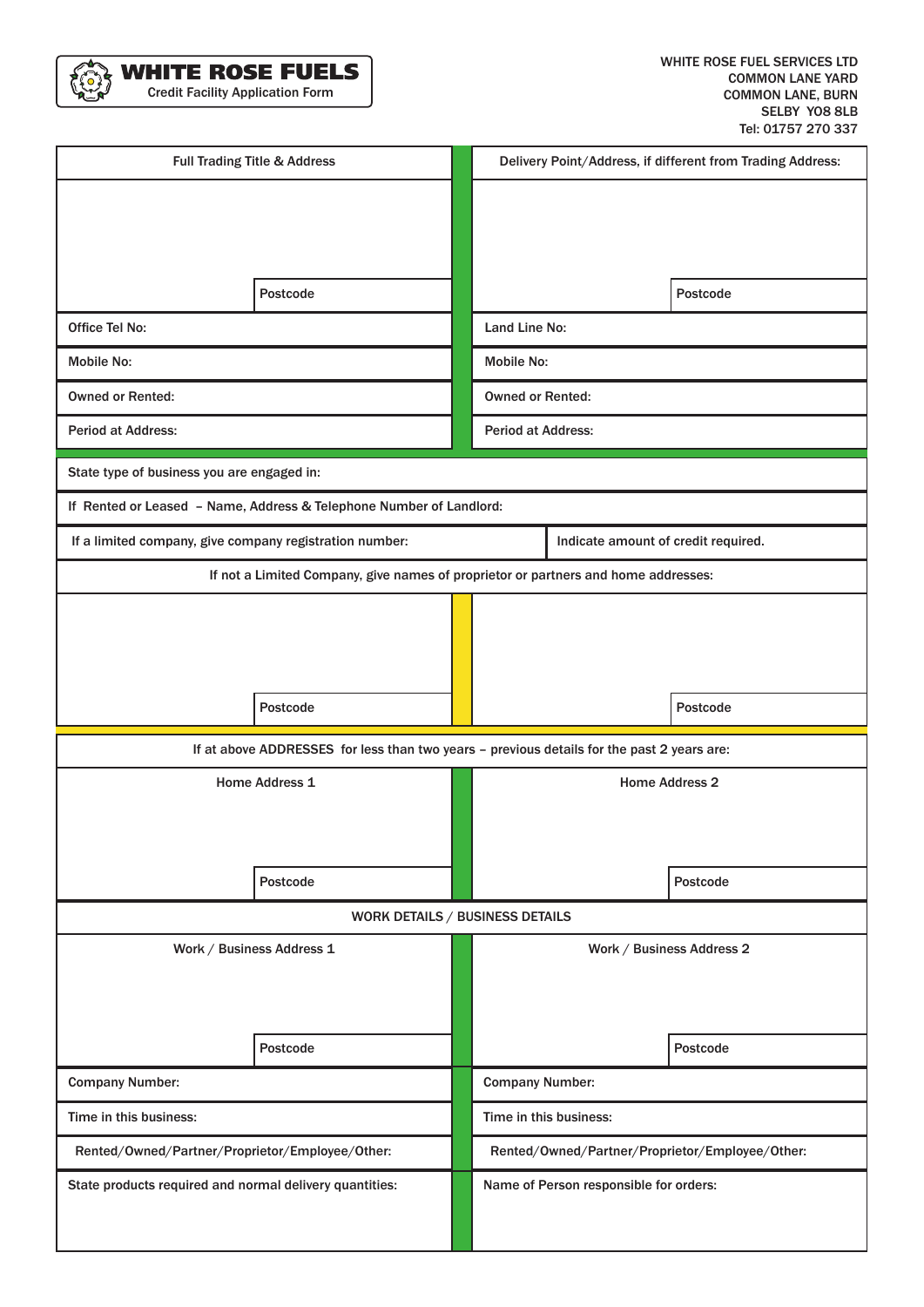# WHITE ROSE FUELS

Credit Facility Application Form

WHITE ROSE FUEL SERVICES LTD
COMMON LANE YARD
COMMON LANE, BURN
SELBY YO8 8LB
Tel: 01757 270 337

| Full Trading Title & Address | Delivery Point/Address, if different from Trading Address: |
|---|---|
| Postcode | Postcode |
| Office Tel No: | Land Line No: |
| Mobile No: | Mobile No: |
| Owned or Rented: | Owned or Rented: |
| Period at Address: | Period at Address: |

| State type of business you are engaged in: | |
|---|---|
| If Rented or Leased – Name, Address & Telephone Number of Landlord: | |
| If a limited company, give company registration number: | Indicate amount of credit required. |

| If not a Limited Company, give names of proprietor or partners and home addresses: | |
|---|---|
| Postcode | Postcode |

| If at above ADDRESSES for less than two years – previous details for the past 2 years are: | |
|---|---|
| Home Address 1 | Home Address 2 |
| Postcode | Postcode |

| WORK DETAILS / BUSINESS DETAILS | |
|---|---|
| Work / Business Address 1 | Work / Business Address 2 |
| Postcode | Postcode |
| Company Number: | Company Number: |
| Time in this business: | Time in this business: |
| Rented/Owned/Partner/Proprietor/Employee/Other: | Rented/Owned/Partner/Proprietor/Employee/Other: |
| State products required and normal delivery quantities: | Name of Person responsible for orders: |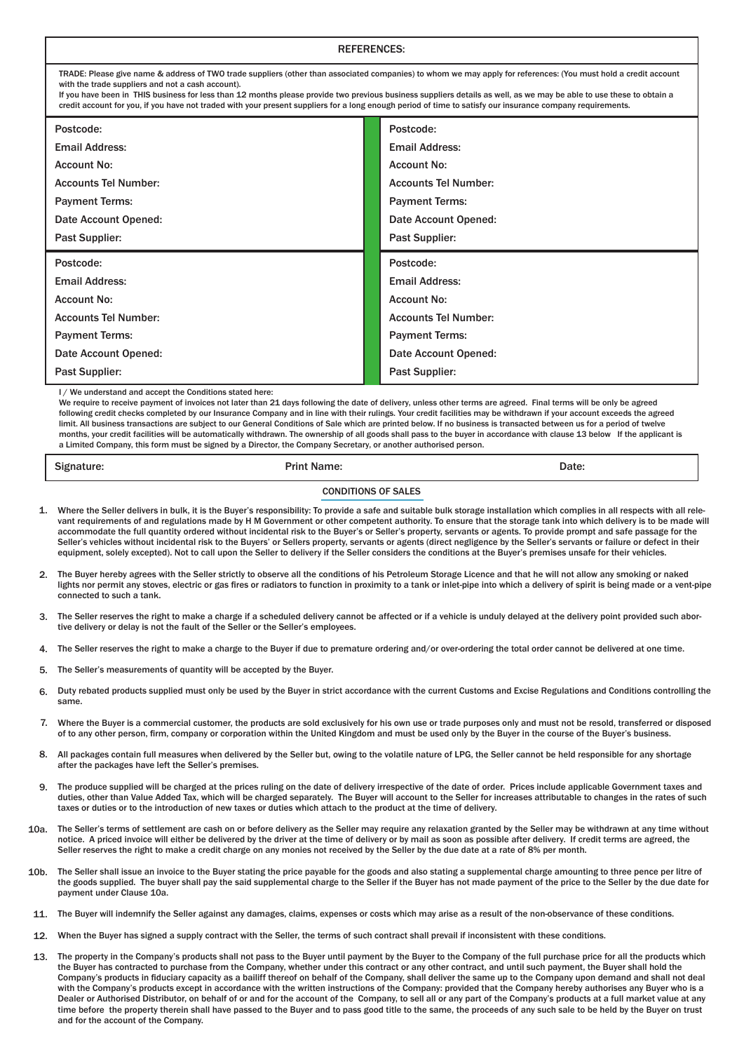## REFERENCES:

TRADE: Please give name & address of TWO trade suppliers (other than associated companies) to whom we may apply for references: (You must hold a credit account with the trade suppliers and not a cash account).
If you have been in THIS business for less than 12 months please provide two previous business suppliers details as well, as we may be able to use these to obtain a credit account for you, if you have not traded with your present suppliers for a long enough period of time to satisfy our insurance company requirements.

| | |
|---|---|
| Postcode: | Postcode: |
| Email Address: | Email Address: |
| Account No: | Account No: |
| Accounts Tel Number: | Accounts Tel Number: |
| Payment Terms: | Payment Terms: |
| Date Account Opened: | Date Account Opened: |
| Past Supplier: | Past Supplier: |
| Postcode: | Postcode: |
| Email Address: | Email Address: |
| Account No: | Account No: |
| Accounts Tel Number: | Accounts Tel Number: |
| Payment Terms: | Payment Terms: |
| Date Account Opened: | Date Account Opened: |
| Past Supplier: | Past Supplier: |

I / We understand and accept the Conditions stated here:
We require to receive payment of invoices not later than 21 days following the date of delivery, unless other terms are agreed. Final terms will be only be agreed following credit checks completed by our Insurance Company and in line with their rulings. Your credit facilities may be withdrawn if your account exceeds the agreed limit. All business transactions are subject to our General Conditions of Sale which are printed below. If no business is transacted between us for a period of twelve months, your credit facilities will be automatically withdrawn. The ownership of all goods shall pass to the buyer in accordance with clause 13 below If the applicant is a Limited Company, this form must be signed by a Director, the Company Secretary, or another authorised person.

| | | |
|---|---|---|
| Signature: | Print Name: | Date: |

## CONDITIONS OF SALES

1. Where the Seller delivers in bulk, it is the Buyer's responsibility: To provide a safe and suitable bulk storage installation which complies in all respects with all relevant requirements of and regulations made by H M Government or other competent authority. To ensure that the storage tank into which delivery is to be made will accommodate the full quantity ordered without incidental risk to the Buyer's or Seller's property, servants or agents. To provide prompt and safe passage for the Seller's vehicles without incidental risk to the Buyers' or Sellers property, servants or agents (direct negligence by the Seller's servants or failure or defect in their equipment, solely excepted). Not to call upon the Seller to delivery if the Seller considers the conditions at the Buyer's premises unsafe for their vehicles.

2. The Buyer hereby agrees with the Seller strictly to observe all the conditions of his Petroleum Storage Licence and that he will not allow any smoking or naked lights nor permit any stoves, electric or gas fires or radiators to function in proximity to a tank or inlet-pipe into which a delivery of spirit is being made or a vent-pipe connected to such a tank.

3. The Seller reserves the right to make a charge if a scheduled delivery cannot be affected or if a vehicle is unduly delayed at the delivery point provided such abortive delivery or delay is not the fault of the Seller or the Seller's employees.

4. The Seller reserves the right to make a charge to the Buyer if due to premature ordering and/or over-ordering the total order cannot be delivered at one time.

5. The Seller's measurements of quantity will be accepted by the Buyer.

6. Duty rebated products supplied must only be used by the Buyer in strict accordance with the current Customs and Excise Regulations and Conditions controlling the same.

7. Where the Buyer is a commercial customer, the products are sold exclusively for his own use or trade purposes only and must not be resold, transferred or disposed of to any other person, firm, company or corporation within the United Kingdom and must be used only by the Buyer in the course of the Buyer's business.

8. All packages contain full measures when delivered by the Seller but, owing to the volatile nature of LPG, the Seller cannot be held responsible for any shortage after the packages have left the Seller's premises.

9. The produce supplied will be charged at the prices ruling on the date of delivery irrespective of the date of order. Prices include applicable Government taxes and duties, other than Value Added Tax, which will be charged separately. The Buyer will account to the Seller for increases attributable to changes in the rates of such taxes or duties or to the introduction of new taxes or duties which attach to the product at the time of delivery.

10a. The Seller's terms of settlement are cash on or before delivery as the Seller may require any relaxation granted by the Seller may be withdrawn at any time without notice. A priced invoice will either be delivered by the driver at the time of delivery or by mail as soon as possible after delivery. If credit terms are agreed, the Seller reserves the right to make a credit charge on any monies not received by the Seller by the due date at a rate of 8% per month.

10b. The Seller shall issue an invoice to the Buyer stating the price payable for the goods and also stating a supplemental charge amounting to three pence per litre of the goods supplied. The buyer shall pay the said supplemental charge to the Seller if the Buyer has not made payment of the price to the Seller by the due date for payment under Clause 10a.

11. The Buyer will indemnify the Seller against any damages, claims, expenses or costs which may arise as a result of the non-observance of these conditions.

12. When the Buyer has signed a supply contract with the Seller, the terms of such contract shall prevail if inconsistent with these conditions.

13. The property in the Company's products shall not pass to the Buyer until payment by the Buyer to the Company of the full purchase price for all the products which the Buyer has contracted to purchase from the Company, whether under this contract or any other contract, and until such payment, the Buyer shall hold the Company's products in fiduciary capacity as a bailiff thereof on behalf of the Company, shall deliver the same up to the Company upon demand and shall not deal with the Company's products except in accordance with the written instructions of the Company: provided that the Company hereby authorises any Buyer who is a Dealer or Authorised Distributor, on behalf of or and for the account of the Company, to sell all or any part of the Company's products at a full market value at any time before the property therein shall have passed to the Buyer and to pass good title to the same, the proceeds of any such sale to be held by the Buyer on trust and for the account of the Company.